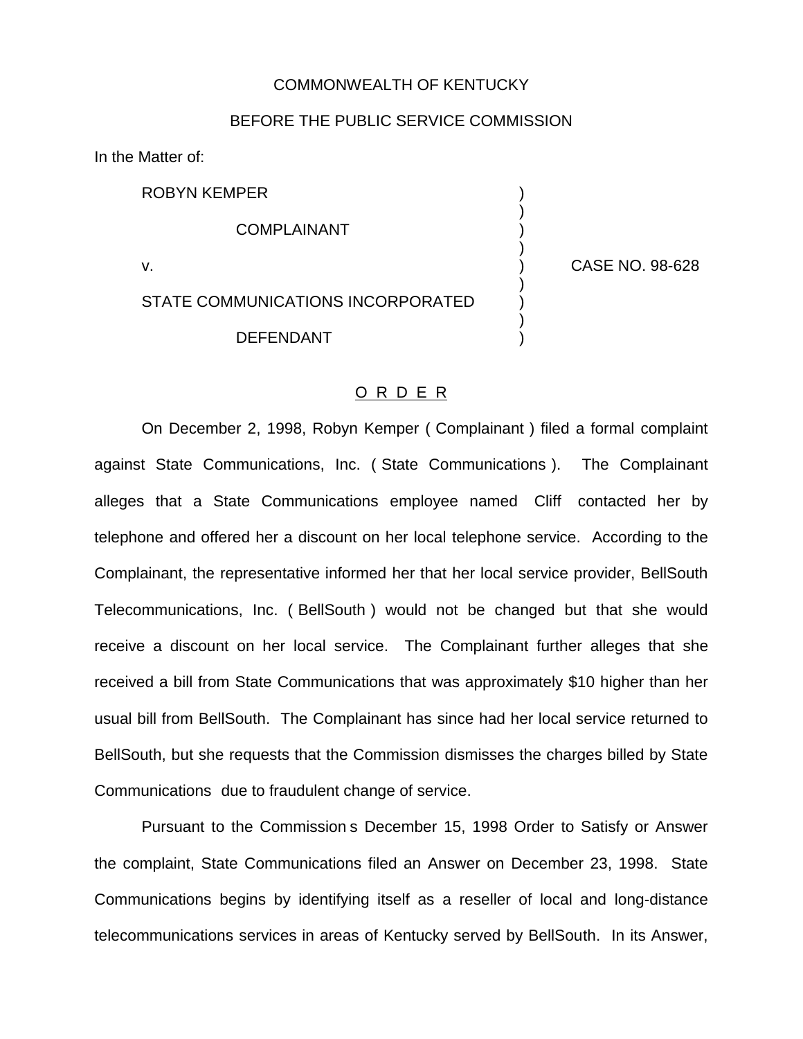COMMONWEALTH OF KENTUCKY

BEFORE THE PUBLIC SERVICE COMMISSION

In the Matter of:

| | | |
|---|---|---|
| ROBYN KEMPER | ) | |
| | ) | |
| COMPLAINANT | ) | |
| | ) | |
| v. | ) | CASE NO. 98-628 |
| | ) | |
| STATE COMMUNICATIONS INCORPORATED | ) | |
| | ) | |
| DEFENDANT | ) | |

## O R D E R

On December 2, 1998, Robyn Kemper ( Complainant ) filed a formal complaint against State Communications, Inc. ( State Communications ). The Complainant alleges that a State Communications employee named Cliff contacted her by telephone and offered her a discount on her local telephone service. According to the Complainant, the representative informed her that her local service provider, BellSouth Telecommunications, Inc. ( BellSouth ) would not be changed but that she would receive a discount on her local service. The Complainant further alleges that she received a bill from State Communications that was approximately $10 higher than her usual bill from BellSouth. The Complainant has since had her local service returned to BellSouth, but she requests that the Commission dismisses the charges billed by State Communications due to fraudulent change of service.

Pursuant to the Commission s December 15, 1998 Order to Satisfy or Answer the complaint, State Communications filed an Answer on December 23, 1998. State Communications begins by identifying itself as a reseller of local and long-distance telecommunications services in areas of Kentucky served by BellSouth. In its Answer,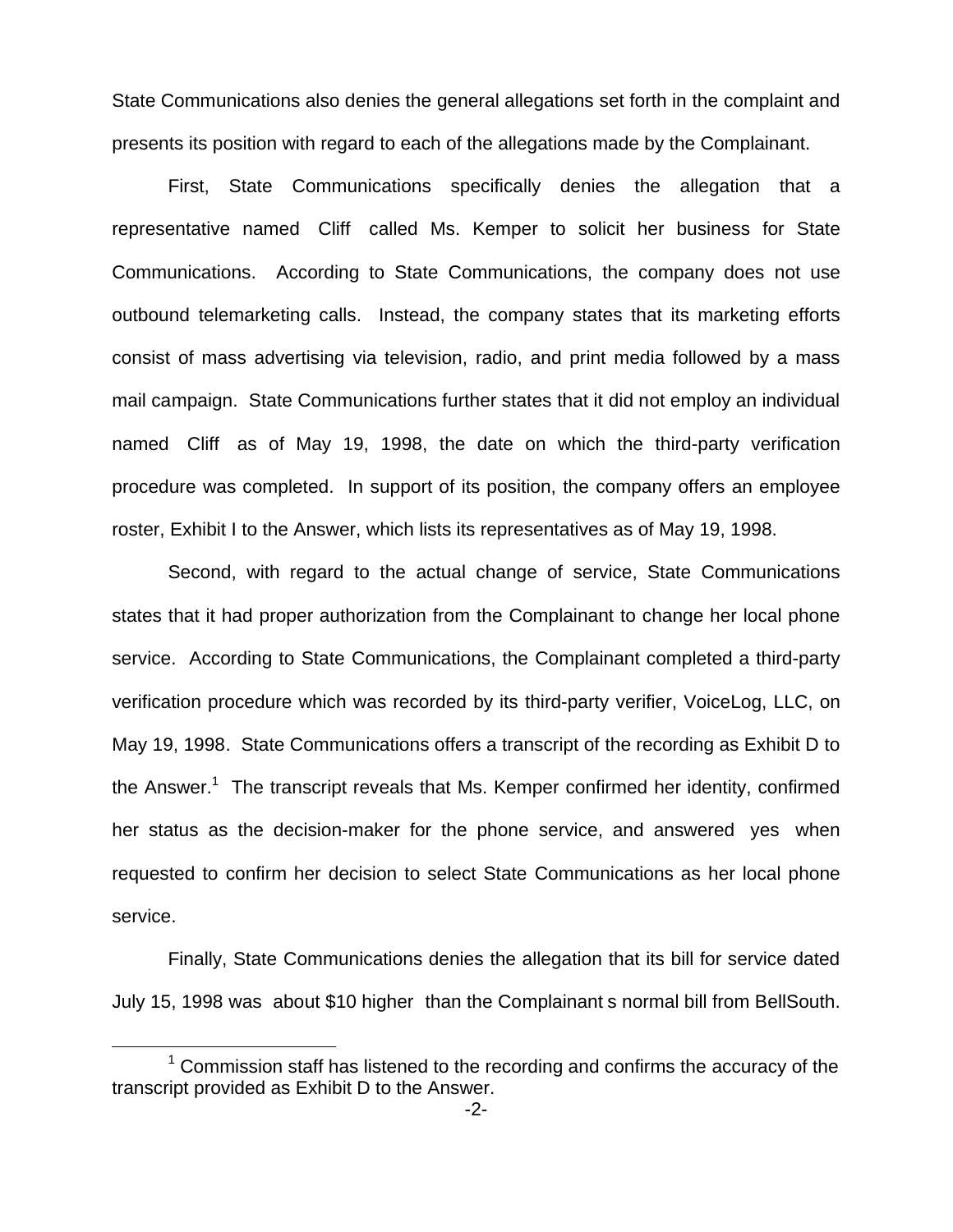State Communications also denies the general allegations set forth in the complaint and presents its position with regard to each of the allegations made by the Complainant.

First, State Communications specifically denies the allegation that a representative named Cliff called Ms. Kemper to solicit her business for State Communications. According to State Communications, the company does not use outbound telemarketing calls. Instead, the company states that its marketing efforts consist of mass advertising via television, radio, and print media followed by a mass mail campaign. State Communications further states that it did not employ an individual named Cliff as of May 19, 1998, the date on which the third-party verification procedure was completed. In support of its position, the company offers an employee roster, Exhibit I to the Answer, which lists its representatives as of May 19, 1998.

Second, with regard to the actual change of service, State Communications states that it had proper authorization from the Complainant to change her local phone service. According to State Communications, the Complainant completed a third-party verification procedure which was recorded by its third-party verifier, VoiceLog, LLC, on May 19, 1998. State Communications offers a transcript of the recording as Exhibit D to the Answer.[1] The transcript reveals that Ms. Kemper confirmed her identity, confirmed her status as the decision-maker for the phone service, and answered yes when requested to confirm her decision to select State Communications as her local phone service.

Finally, State Communications denies the allegation that its bill for service dated July 15, 1998 was about $10 higher than the Complainant s normal bill from BellSouth.

[1] Commission staff has listened to the recording and confirms the accuracy of the transcript provided as Exhibit D to the Answer.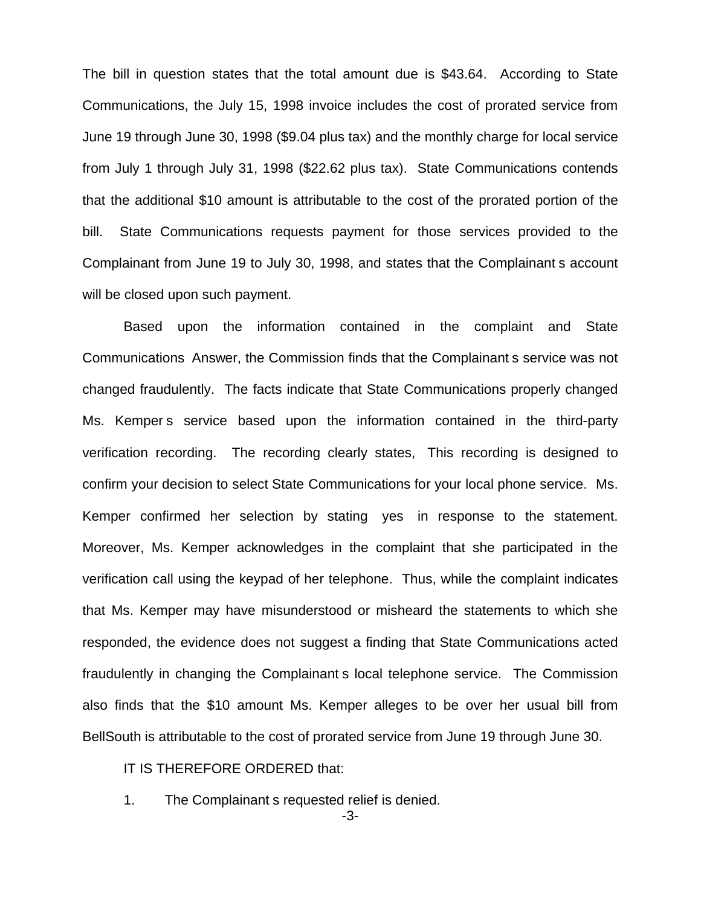The bill in question states that the total amount due is $43.64. According to State Communications, the July 15, 1998 invoice includes the cost of prorated service from June 19 through June 30, 1998 ($9.04 plus tax) and the monthly charge for local service from July 1 through July 31, 1998 ($22.62 plus tax). State Communications contends that the additional $10 amount is attributable to the cost of the prorated portion of the bill. State Communications requests payment for those services provided to the Complainant from June 19 to July 30, 1998, and states that the Complainant s account will be closed upon such payment.

Based upon the information contained in the complaint and State Communications Answer, the Commission finds that the Complainant s service was not changed fraudulently. The facts indicate that State Communications properly changed Ms. Kemper s service based upon the information contained in the third-party verification recording. The recording clearly states, This recording is designed to confirm your decision to select State Communications for your local phone service. Ms. Kemper confirmed her selection by stating yes in response to the statement. Moreover, Ms. Kemper acknowledges in the complaint that she participated in the verification call using the keypad of her telephone. Thus, while the complaint indicates that Ms. Kemper may have misunderstood or misheard the statements to which she responded, the evidence does not suggest a finding that State Communications acted fraudulently in changing the Complainant s local telephone service. The Commission also finds that the $10 amount Ms. Kemper alleges to be over her usual bill from BellSouth is attributable to the cost of prorated service from June 19 through June 30.

IT IS THEREFORE ORDERED that:

1. The Complainant s requested relief is denied.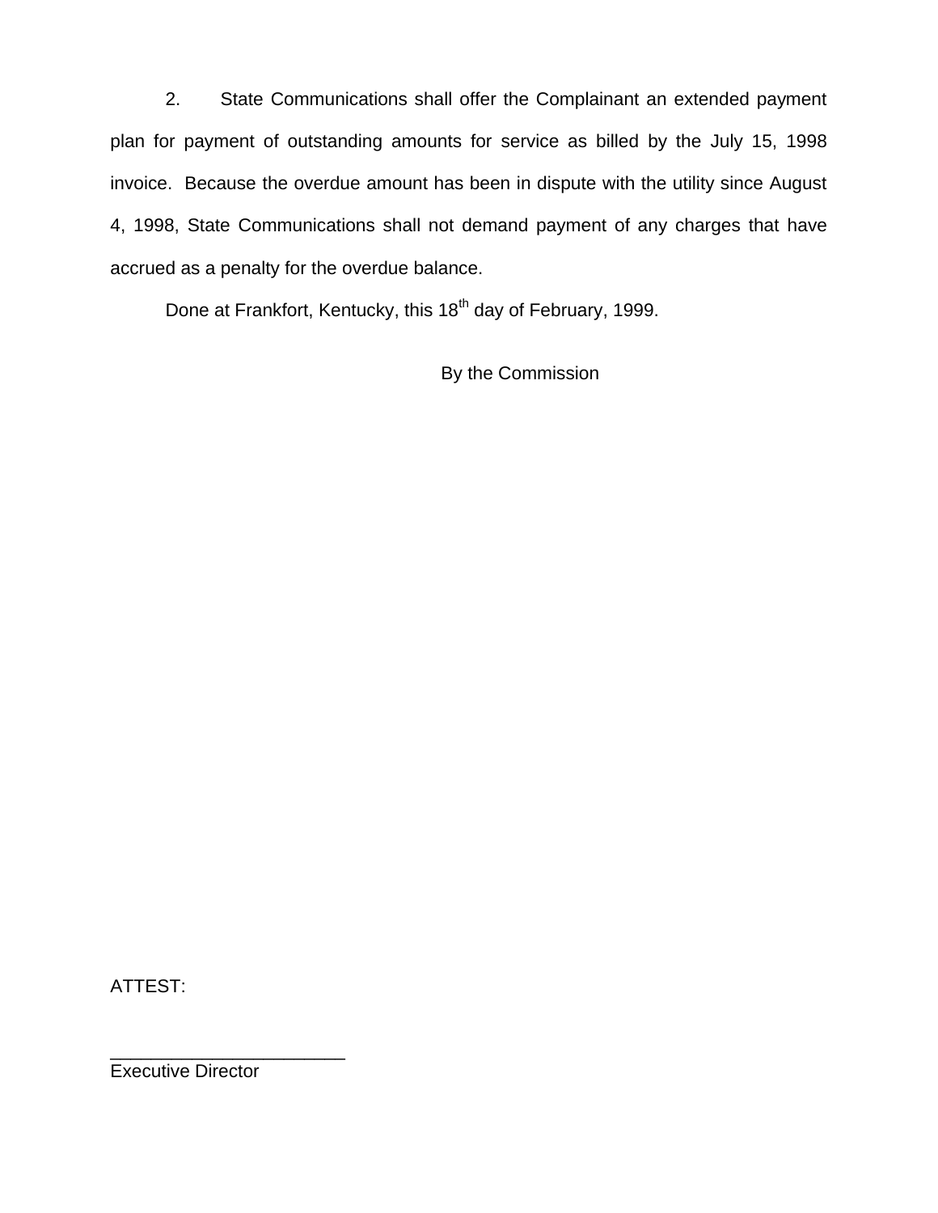2. State Communications shall offer the Complainant an extended payment plan for payment of outstanding amounts for service as billed by the July 15, 1998 invoice. Because the overdue amount has been in dispute with the utility since August 4, 1998, State Communications shall not demand payment of any charges that have accrued as a penalty for the overdue balance.

Done at Frankfort, Kentucky, this 18th day of February, 1999.

By the Commission

ATTEST:

_______________________
Executive Director